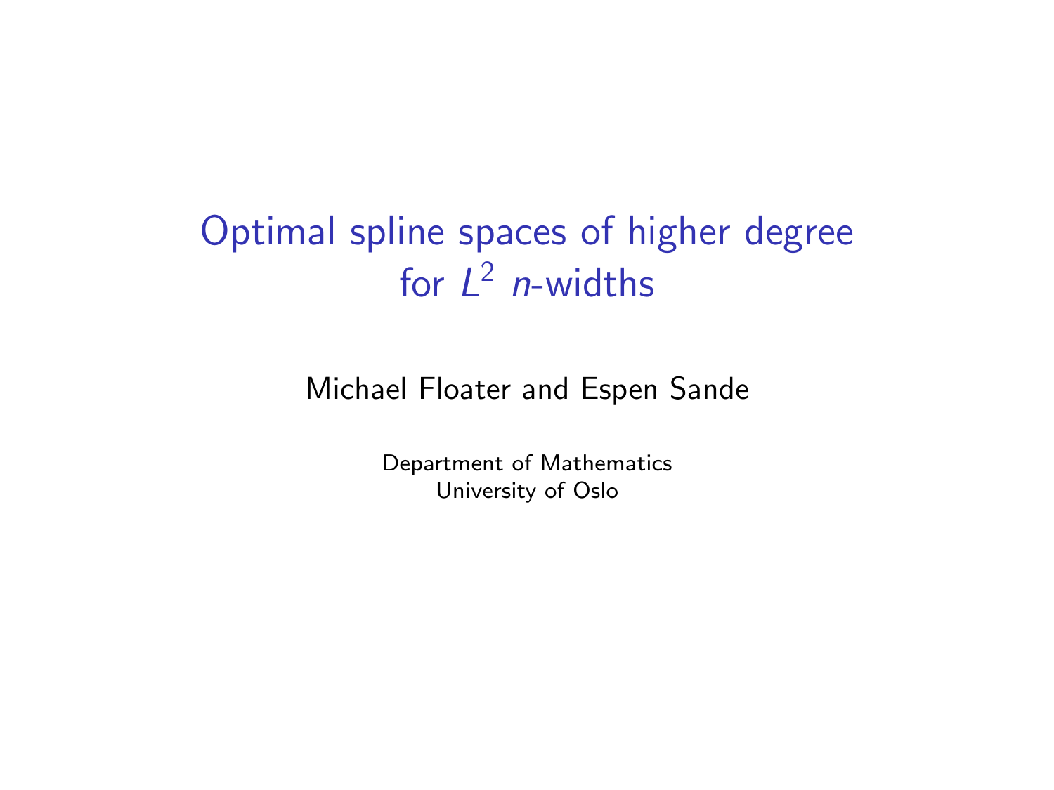# Optimal spline spaces of higher degree for $L^2$ $n$-widths

Michael Floater and Espen Sande

Department of Mathematics
University of Oslo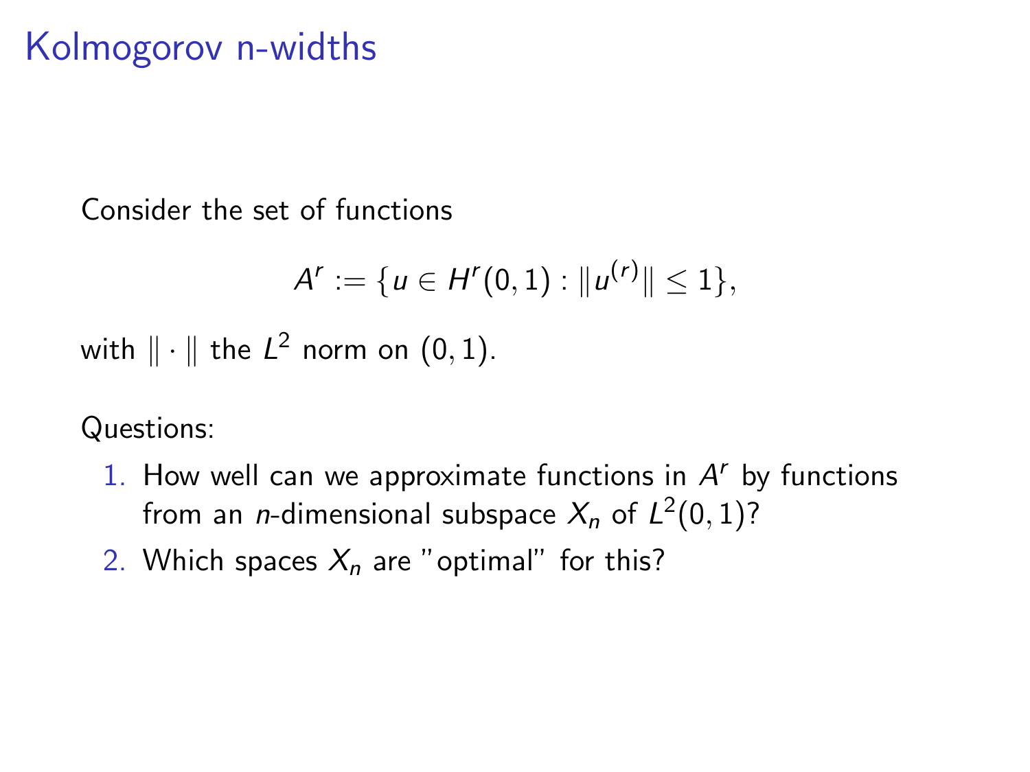# Kolmogorov n-widths

Consider the set of functions

$$A^r := \{u \in H^r(0,1) : \|u^{(r)}\| \leq 1\},$$

with $\|\cdot\|$ the $L^2$ norm on $(0,1)$.

Questions:

1. How well can we approximate functions in $A^r$ by functions from an $n$-dimensional subspace $X_n$ of $L^2(0,1)$?
2. Which spaces $X_n$ are "optimal" for this?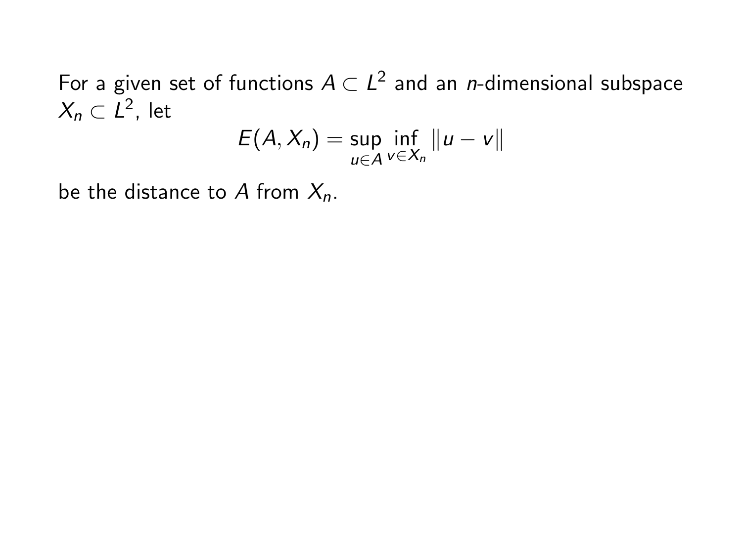For a given set of functions $A \subset L^2$ and an $n$-dimensional subspace $X_n \subset L^2$, let

$$E(A, X_n) = \sup_{u \in A} \inf_{v \in X_n} \|u - v\|$$

be the distance to $A$ from $X_n$.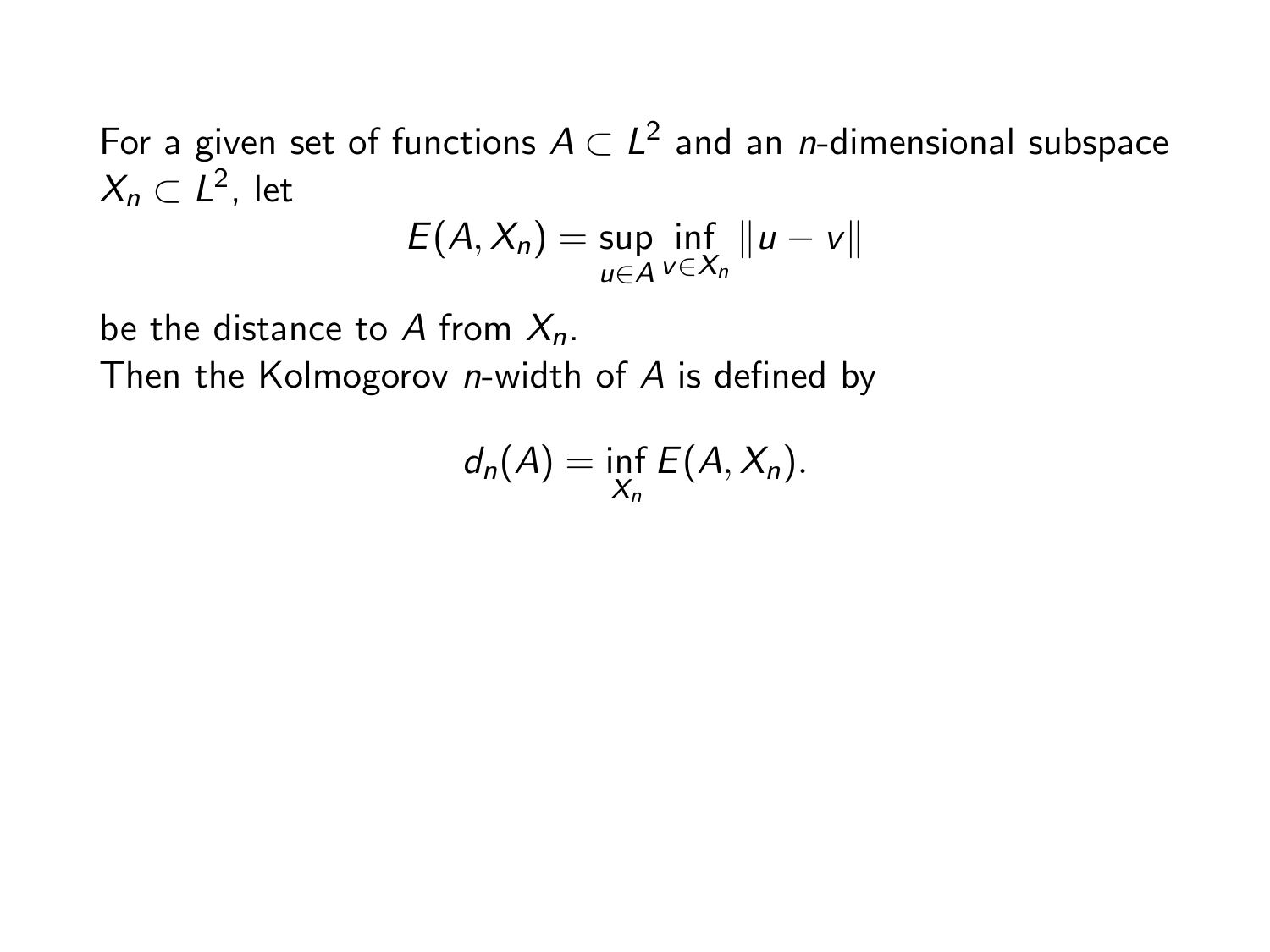For a given set of functions $A \subset L^2$ and an $n$-dimensional subspace $X_n \subset L^2$, let

$$E(A, X_n) = \sup_{u \in A} \inf_{v \in X_n} \|u - v\|$$

be the distance to $A$ from $X_n$.
Then the Kolmogorov $n$-width of $A$ is defined by

$$d_n(A) = \inf_{X_n} E(A, X_n).$$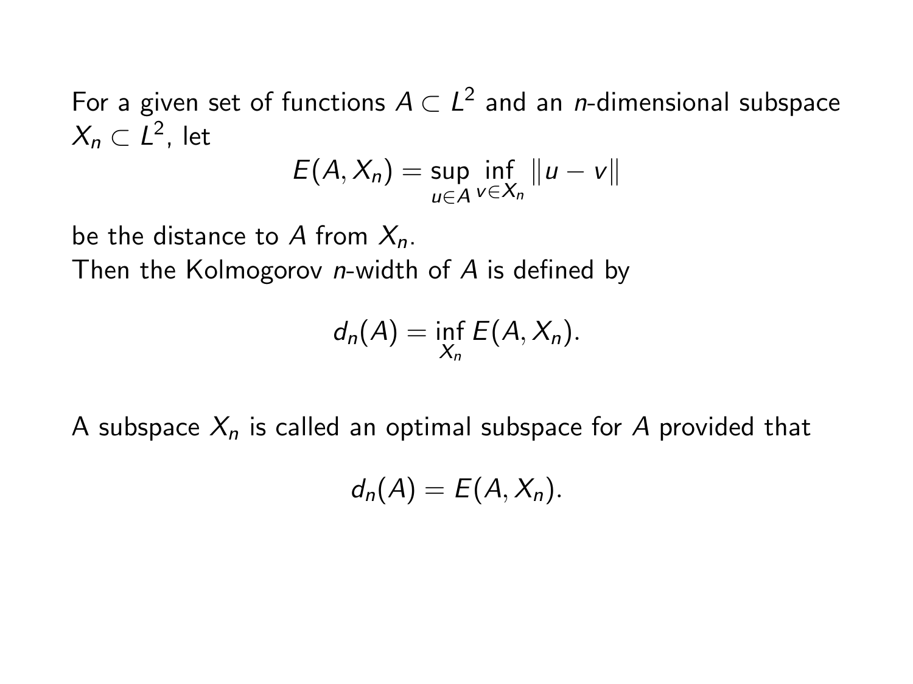For a given set of functions $A \subset L^2$ and an $n$-dimensional subspace $X_n \subset L^2$, let

$$E(A, X_n) = \sup_{u \in A} \inf_{v \in X_n} \|u - v\|$$

be the distance to $A$ from $X_n$.
Then the Kolmogorov $n$-width of $A$ is defined by

$$d_n(A) = \inf_{X_n} E(A, X_n).$$

A subspace $X_n$ is called an optimal subspace for $A$ provided that

$$d_n(A) = E(A, X_n).$$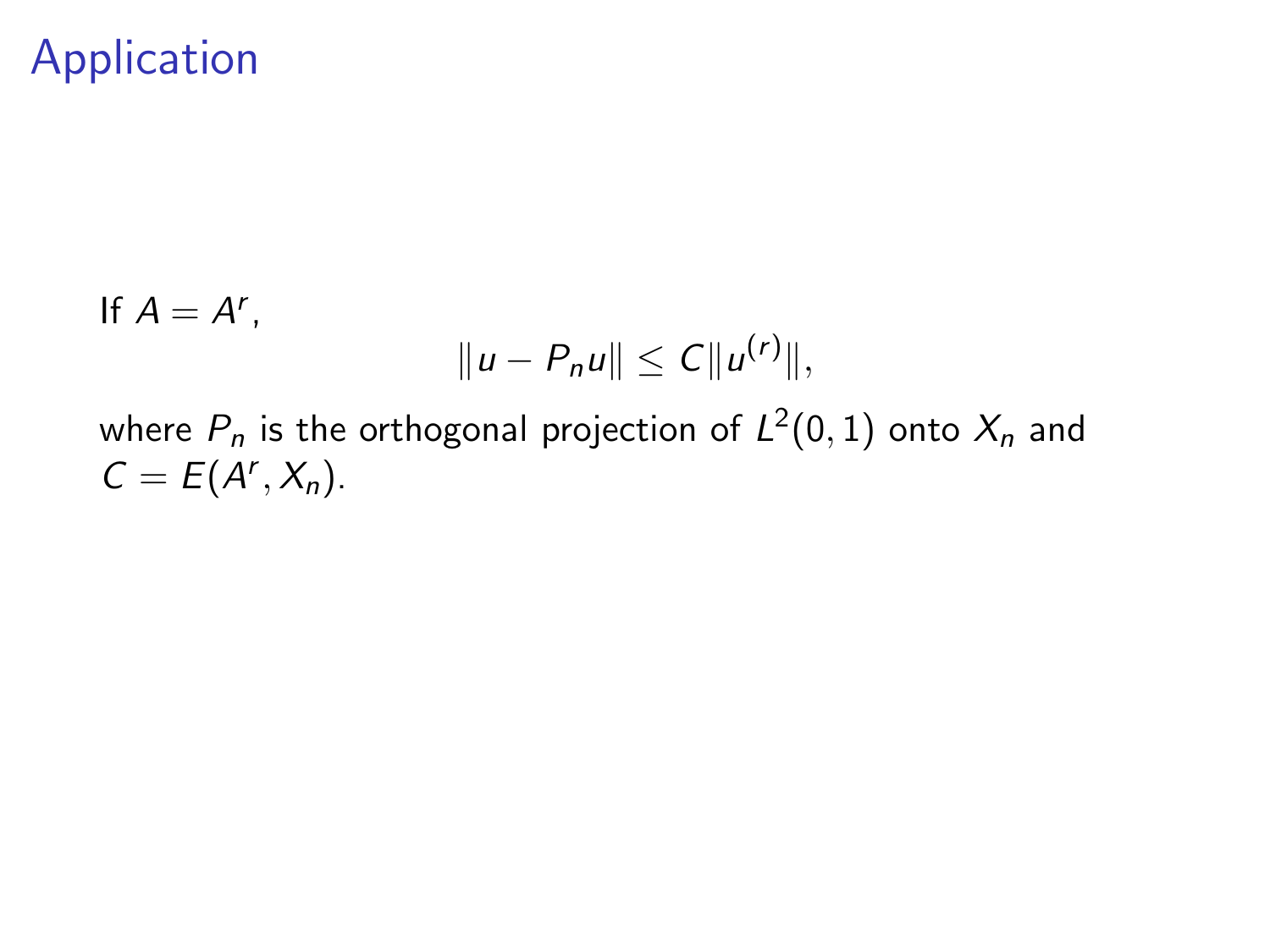# Application

If $A = A^r$,

$$\|u - P_n u\| \leq C \|u^{(r)}\|,$$

where $P_n$ is the orthogonal projection of $L^2(0, 1)$ onto $X_n$ and $C = E(A^r, X_n)$.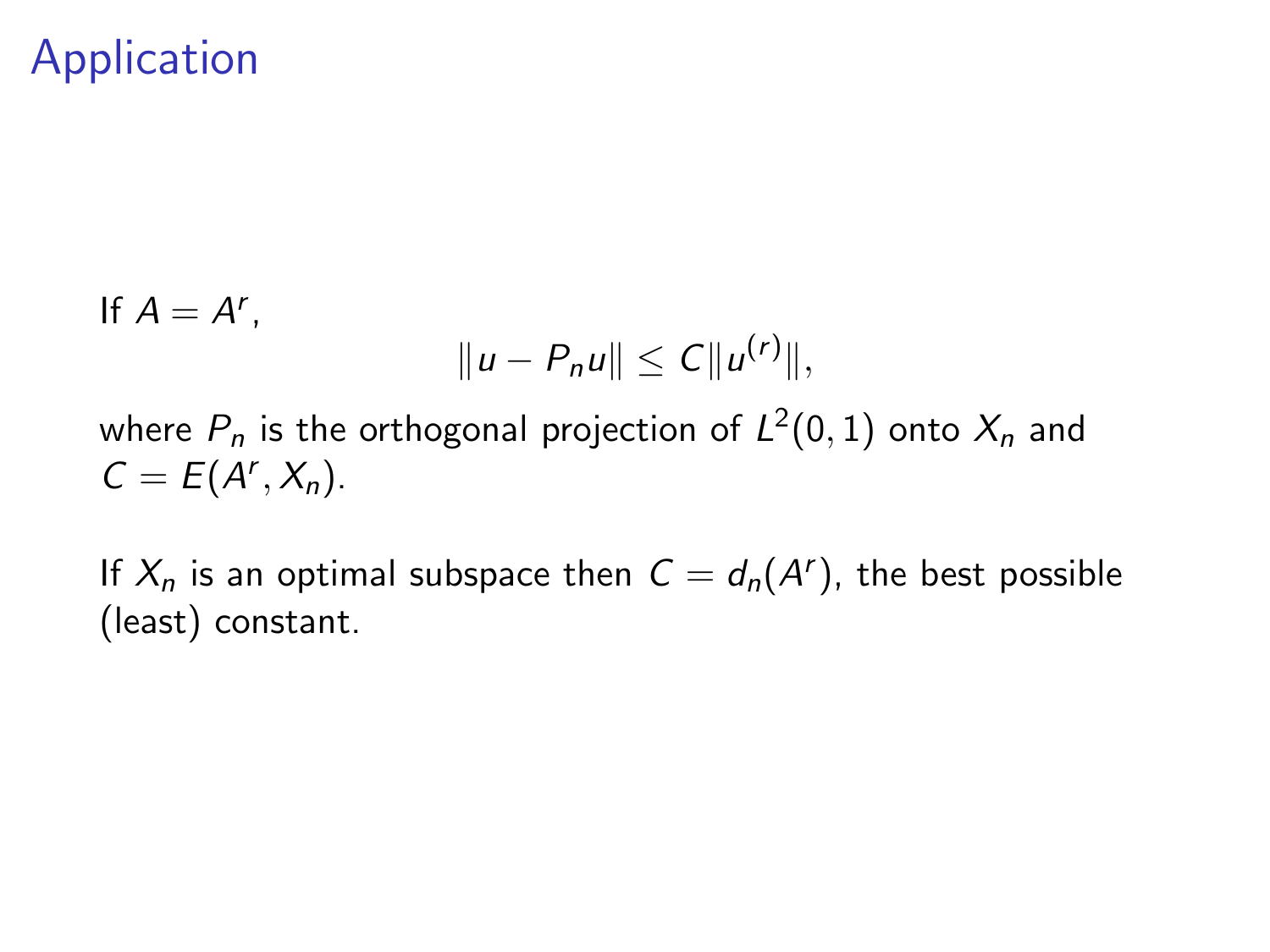# Application

If $A = A^r$,

$$\|u - P_n u\| \leq C \|u^{(r)}\|,$$

where $P_n$ is the orthogonal projection of $L^2(0,1)$ onto $X_n$ and $C = E(A^r, X_n)$.

If $X_n$ is an optimal subspace then $C = d_n(A^r)$, the best possible (least) constant.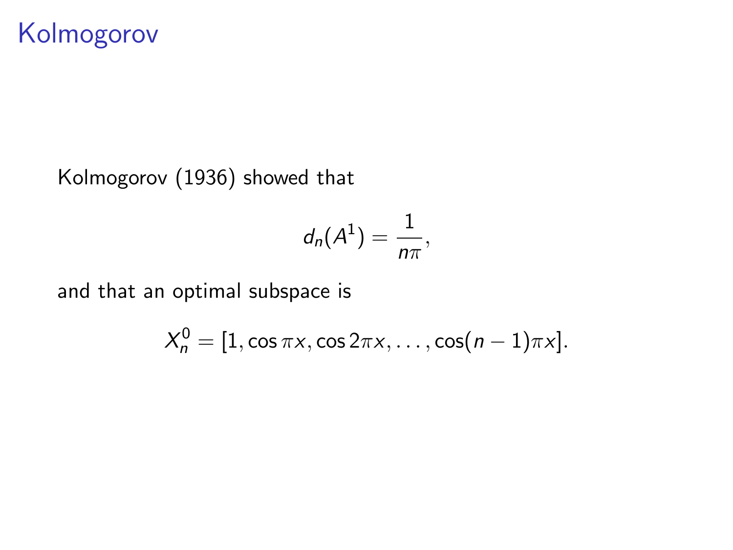# Kolmogorov

Kolmogorov (1936) showed that

$$d_n(A^1) = \frac{1}{n\pi},$$

and that an optimal subspace is

$$X_n^0 = [1, \cos \pi x, \cos 2\pi x, \ldots, \cos(n-1)\pi x].$$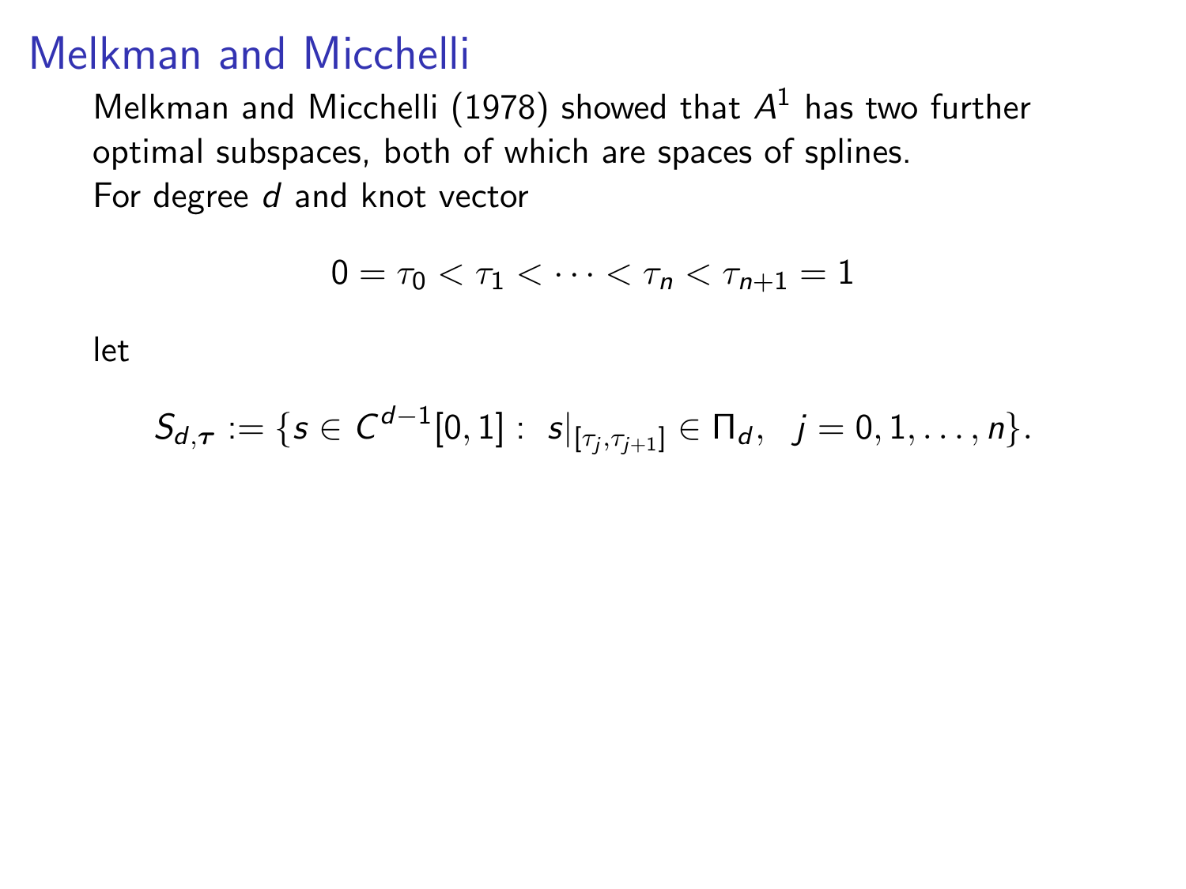# Melkman and Micchelli

Melkman and Micchelli (1978) showed that $A^1$ has two further optimal subspaces, both of which are spaces of splines.
For degree $d$ and knot vector

$$0 = \tau_0 < \tau_1 < \cdots < \tau_n < \tau_{n+1} = 1$$

let

$$S_{d,\boldsymbol{\tau}} := \{s \in C^{d-1}[0,1] : \ s|_{[\tau_j, \tau_{j+1}]} \in \Pi_d, \ \ j = 0, 1, \ldots, n\}.$$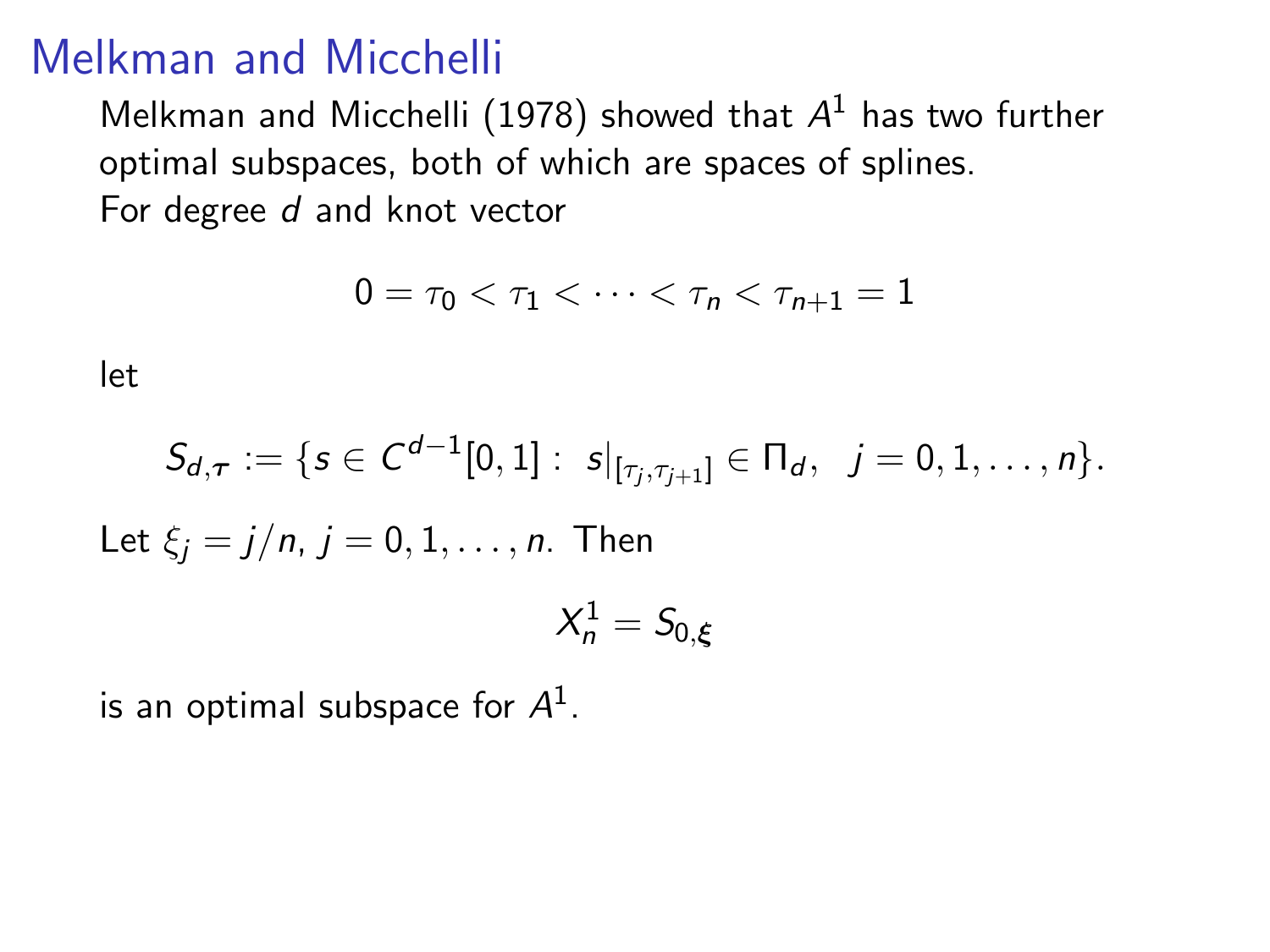# Melkman and Micchelli

Melkman and Micchelli (1978) showed that $A^1$ has two further optimal subspaces, both of which are spaces of splines.
For degree $d$ and knot vector

$$0 = \tau_0 < \tau_1 < \cdots < \tau_n < \tau_{n+1} = 1$$

let

$$S_{d,\boldsymbol{\tau}} := \{s \in C^{d-1}[0,1] : \; s|_{[\tau_j, \tau_{j+1}]} \in \Pi_d, \;\; j = 0, 1, \ldots, n\}.$$

Let $\xi_j = j/n$, $j = 0, 1, \ldots, n$. Then

$$X_n^1 = S_{0,\boldsymbol{\xi}}$$

is an optimal subspace for $A^1$.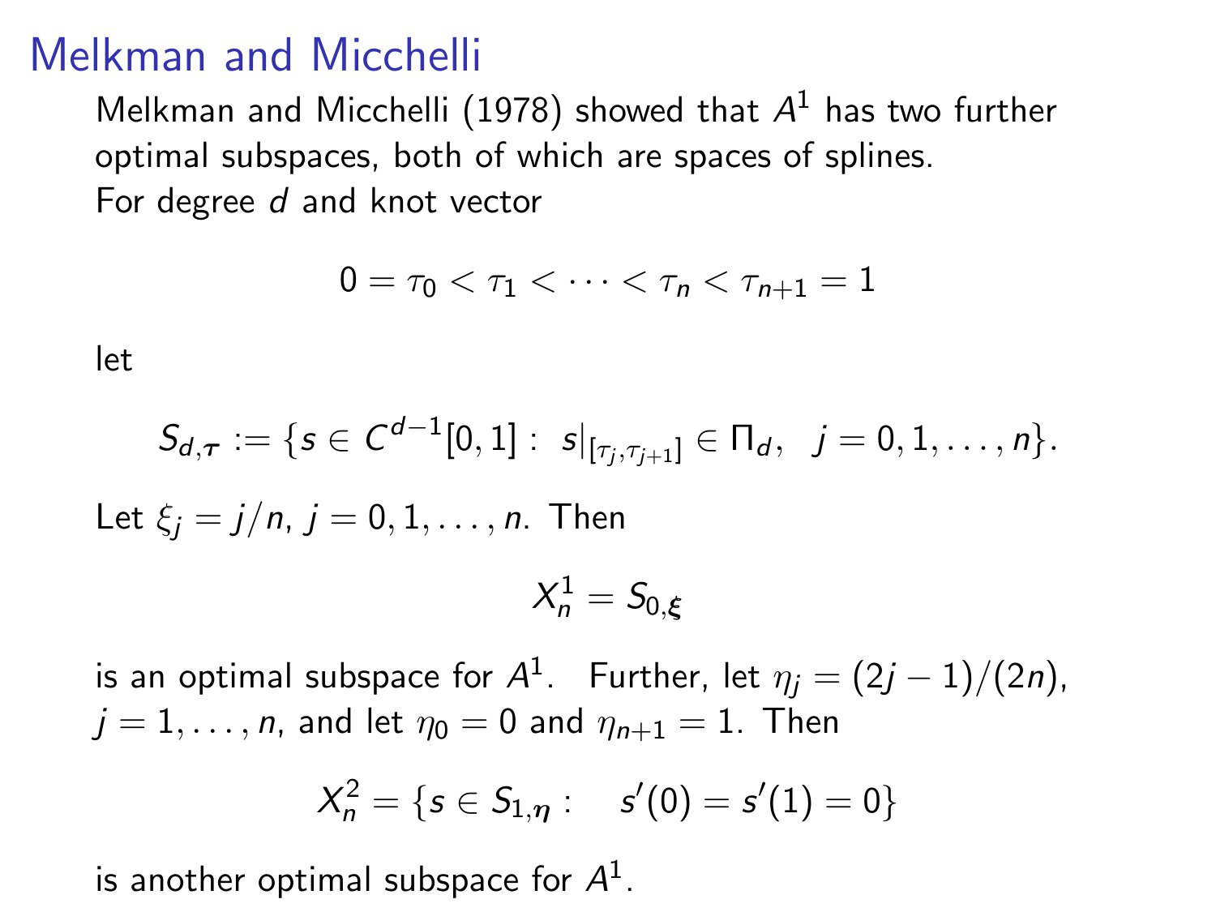# Melkman and Micchelli

Melkman and Micchelli (1978) showed that $A^1$ has two further optimal subspaces, both of which are spaces of splines.
For degree $d$ and knot vector

$$0 = \tau_0 < \tau_1 < \cdots < \tau_n < \tau_{n+1} = 1$$

let

$$S_{d,\boldsymbol{\tau}} := \{s \in C^{d-1}[0,1] : \ s|_{[\tau_j, \tau_{j+1}]} \in \Pi_d, \quad j = 0, 1, \ldots, n\}.$$

Let $\xi_j = j/n$, $j = 0, 1, \ldots, n$. Then

$$X_n^1 = S_{0,\boldsymbol{\xi}}$$

is an optimal subspace for $A^1$. Further, let $\eta_j = (2j-1)/(2n)$, $j = 1, \ldots, n$, and let $\eta_0 = 0$ and $\eta_{n+1} = 1$. Then

$$X_n^2 = \{s \in S_{1,\boldsymbol{\eta}} : \quad s'(0) = s'(1) = 0\}$$

is another optimal subspace for $A^1$.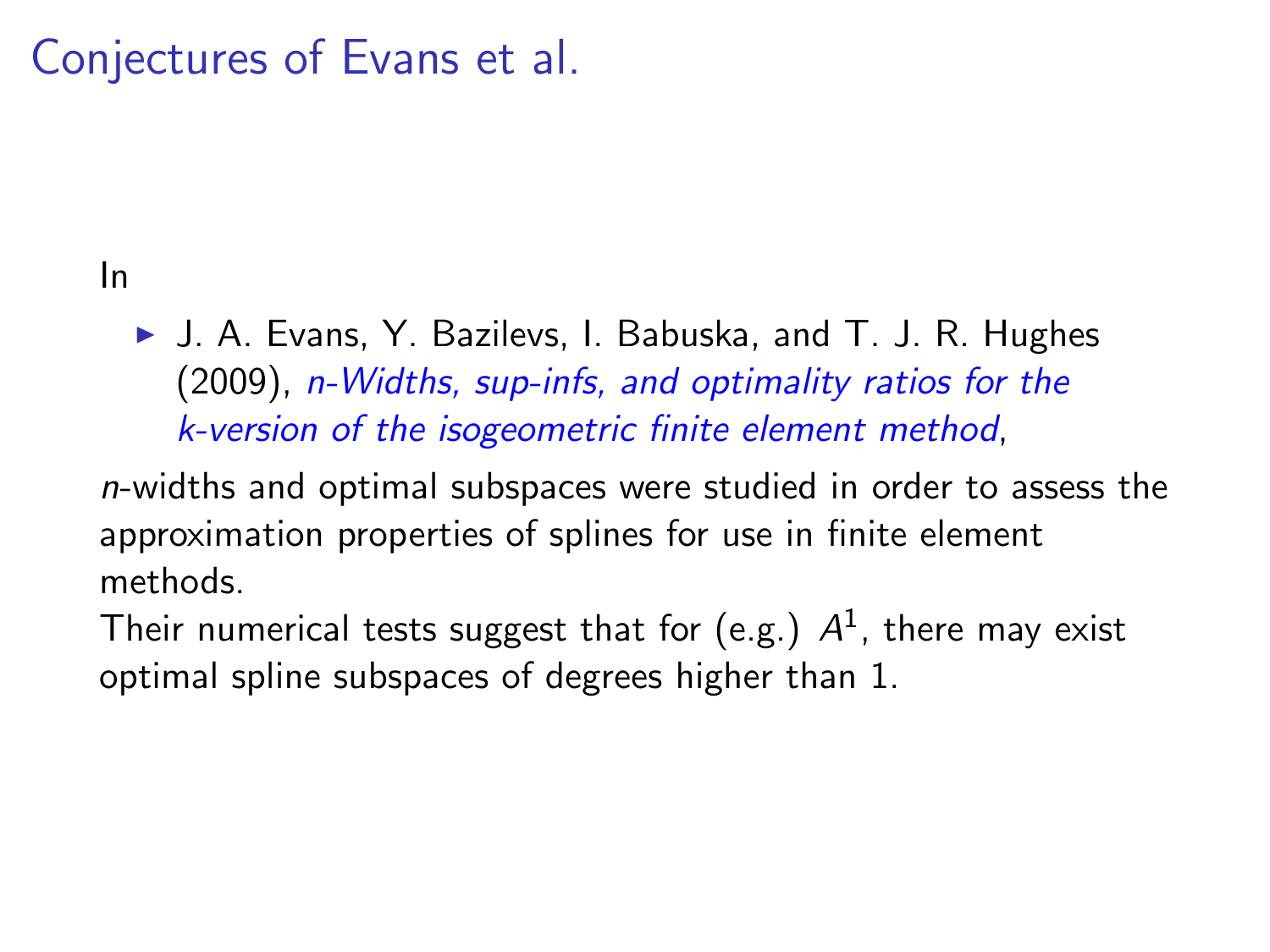# Conjectures of Evans et al.

In

- J. A. Evans, Y. Bazilevs, I. Babuska, and T. J. R. Hughes (2009), *n-Widths, sup-infs, and optimality ratios for the k-version of the isogeometric finite element method*,

*n*-widths and optimal subspaces were studied in order to assess the approximation properties of splines for use in finite element methods.

Their numerical tests suggest that for (e.g.) $A^1$, there may exist optimal spline subspaces of degrees higher than 1.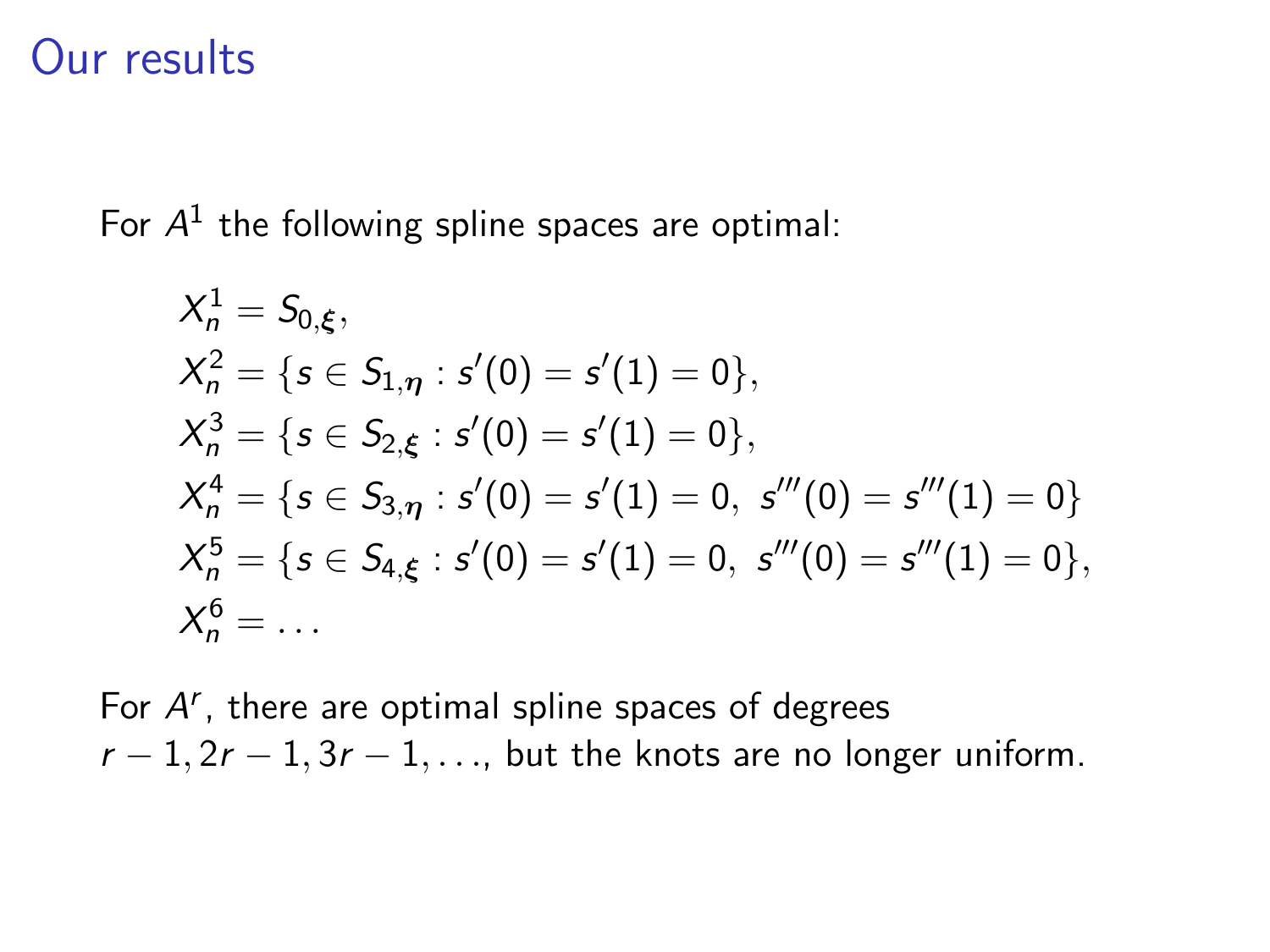# Our results

For $A^1$ the following spline spaces are optimal:

$$
\begin{aligned}
X_n^1 &= S_{0,\boldsymbol{\xi}}, \\
X_n^2 &= \{s \in S_{1,\boldsymbol{\eta}} : s'(0) = s'(1) = 0\}, \\
X_n^3 &= \{s \in S_{2,\boldsymbol{\xi}} : s'(0) = s'(1) = 0\}, \\
X_n^4 &= \{s \in S_{3,\boldsymbol{\eta}} : s'(0) = s'(1) = 0,\ s'''(0) = s'''(1) = 0\} \\
X_n^5 &= \{s \in S_{4,\boldsymbol{\xi}} : s'(0) = s'(1) = 0,\ s'''(0) = s'''(1) = 0\}, \\
X_n^6 &= \dots
\end{aligned}
$$

For $A^r$, there are optimal spline spaces of degrees $r-1, 2r-1, 3r-1, \ldots$, but the knots are no longer uniform.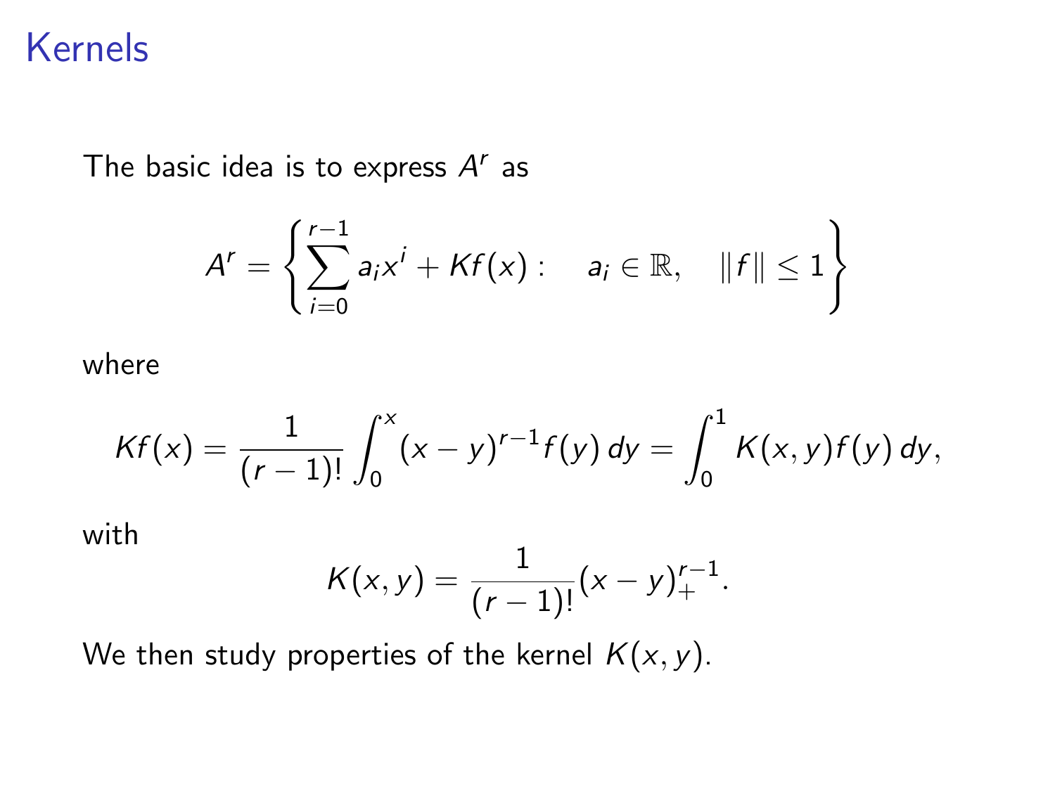# Kernels

The basic idea is to express $A^r$ as

$$A^r = \left\{ \sum_{i=0}^{r-1} a_i x^i + Kf(x) : \quad a_i \in \mathbb{R}, \quad \|f\| \leq 1 \right\}$$

where

$$Kf(x) = \frac{1}{(r-1)!} \int_0^x (x-y)^{r-1} f(y)\, dy = \int_0^1 K(x,y) f(y)\, dy,$$

with

$$K(x,y) = \frac{1}{(r-1)!}(x-y)_+^{r-1}.$$

We then study properties of the kernel $K(x,y)$.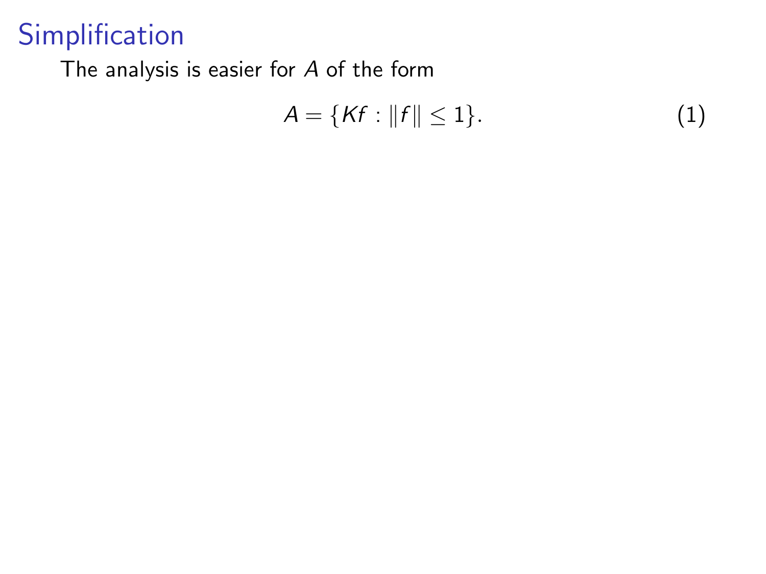# Simplification

The analysis is easier for $A$ of the form

$$A = \{Kf : \|f\| \leq 1\}. \tag{1}$$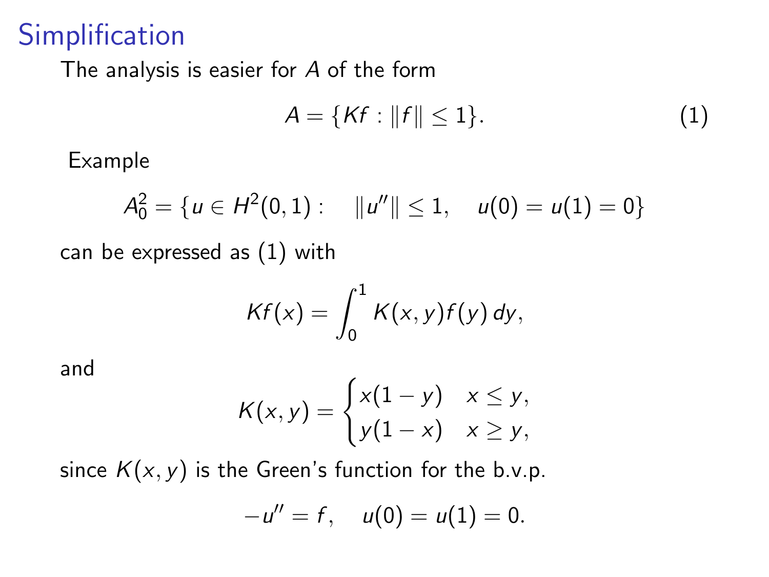# Simplification

The analysis is easier for $A$ of the form

$$A = \{Kf : \|f\| \leq 1\}. \tag{1}$$

Example

$$A_0^2 = \{u \in H^2(0,1) : \quad \|u''\| \leq 1, \quad u(0) = u(1) = 0\}$$

can be expressed as (1) with

$$Kf(x) = \int_0^1 K(x,y) f(y)\, dy,$$

and

$$K(x,y) = \begin{cases} x(1-y) & x \leq y, \\ y(1-x) & x \geq y, \end{cases}$$

since $K(x,y)$ is the Green's function for the b.v.p.

$$-u'' = f, \quad u(0) = u(1) = 0.$$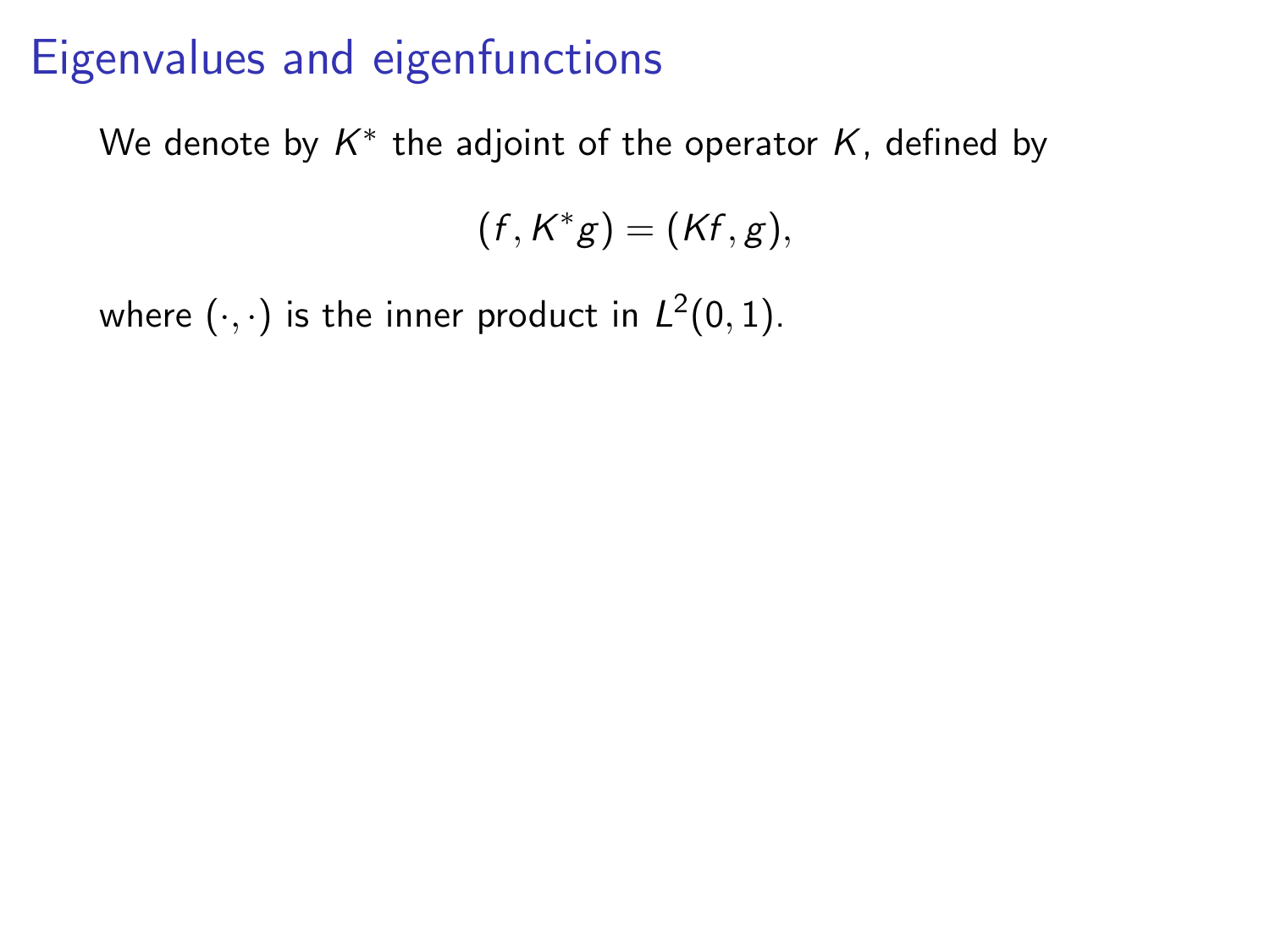# Eigenvalues and eigenfunctions

We denote by $K^*$ the adjoint of the operator $K$, defined by

$$(f, K^* g) = (Kf, g),$$

where $(\cdot, \cdot)$ is the inner product in $L^2(0, 1)$.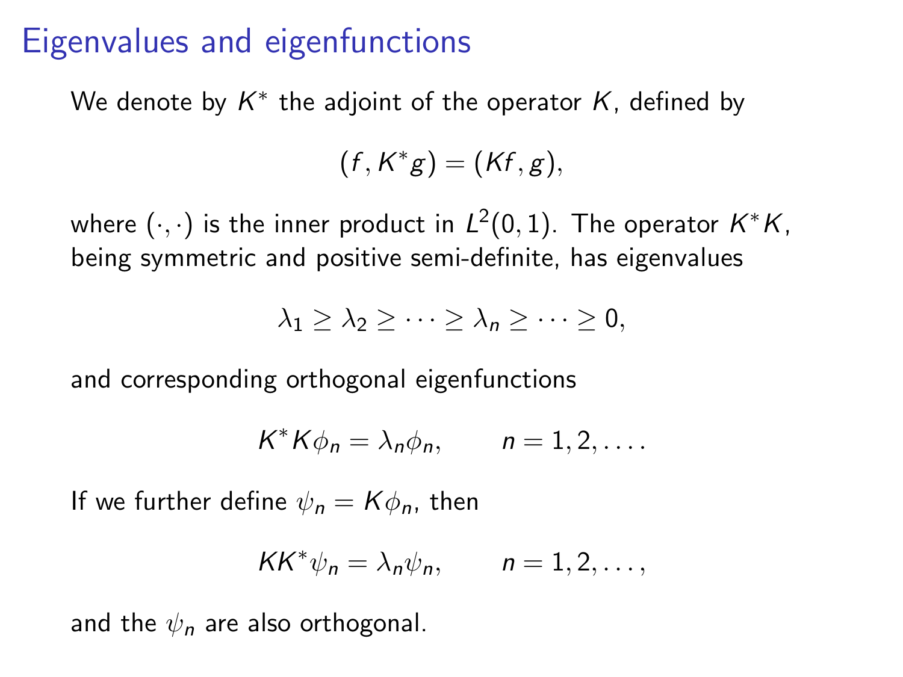# Eigenvalues and eigenfunctions

We denote by $K^*$ the adjoint of the operator $K$, defined by

$$(f, K^* g) = (Kf, g),$$

where $(\cdot, \cdot)$ is the inner product in $L^2(0,1)$. The operator $K^*K$, being symmetric and positive semi-definite, has eigenvalues

$$\lambda_1 \geq \lambda_2 \geq \cdots \geq \lambda_n \geq \cdots \geq 0,$$

and corresponding orthogonal eigenfunctions

$$K^*K\phi_n = \lambda_n \phi_n, \qquad n = 1, 2, \ldots.$$

If we further define $\psi_n = K\phi_n$, then

$$KK^*\psi_n = \lambda_n \psi_n, \qquad n = 1, 2, \ldots,$$

and the $\psi_n$ are also orthogonal.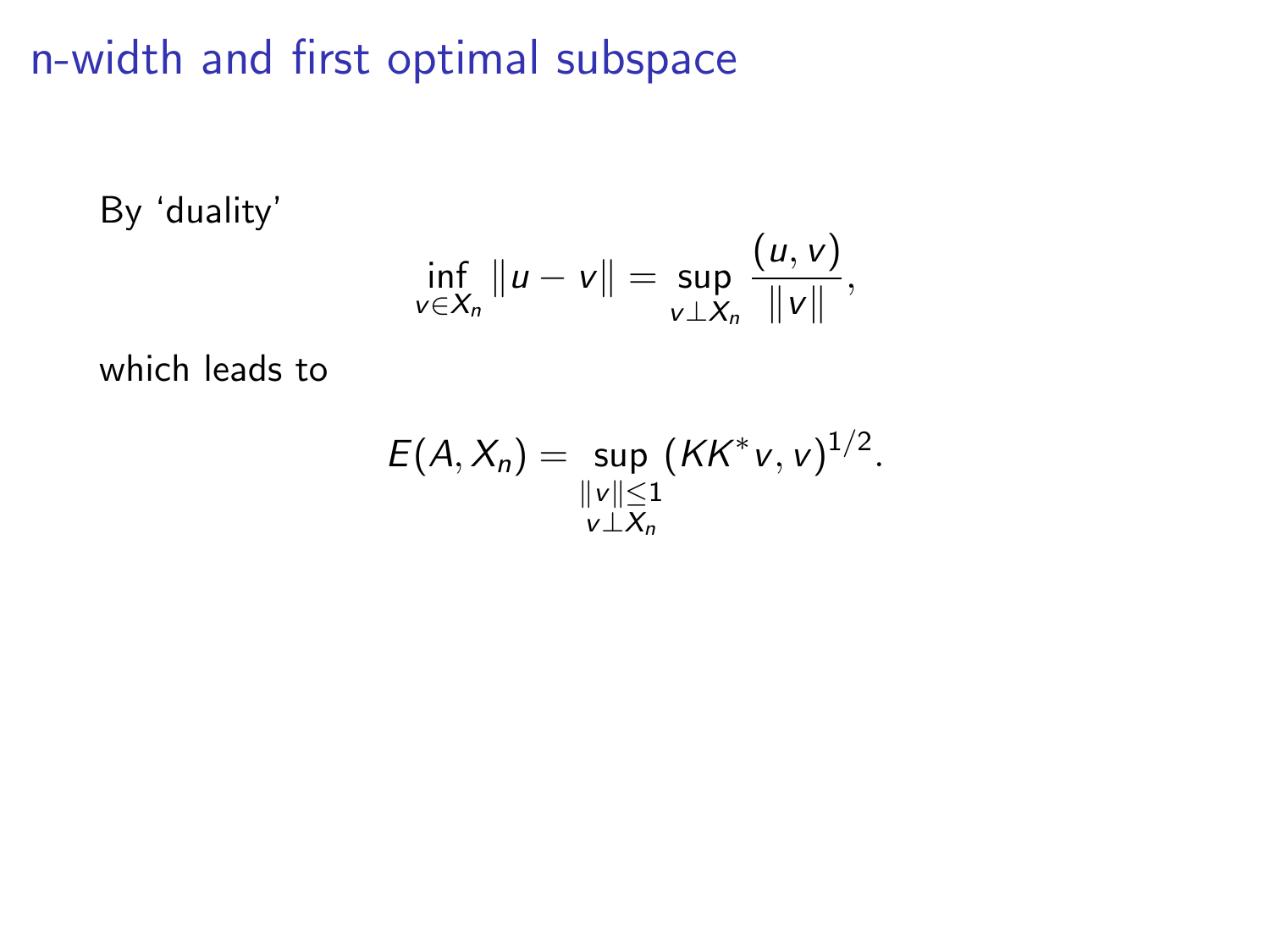# n-width and first optimal subspace

By ‘duality’

$$\inf_{v \in X_n} \|u - v\| = \sup_{v \perp X_n} \frac{(u, v)}{\|v\|},$$

which leads to

$$E(A, X_n) = \sup_{\substack{\|v\| \leq 1 \\ v \perp X_n}} (KK^* v, v)^{1/2}.$$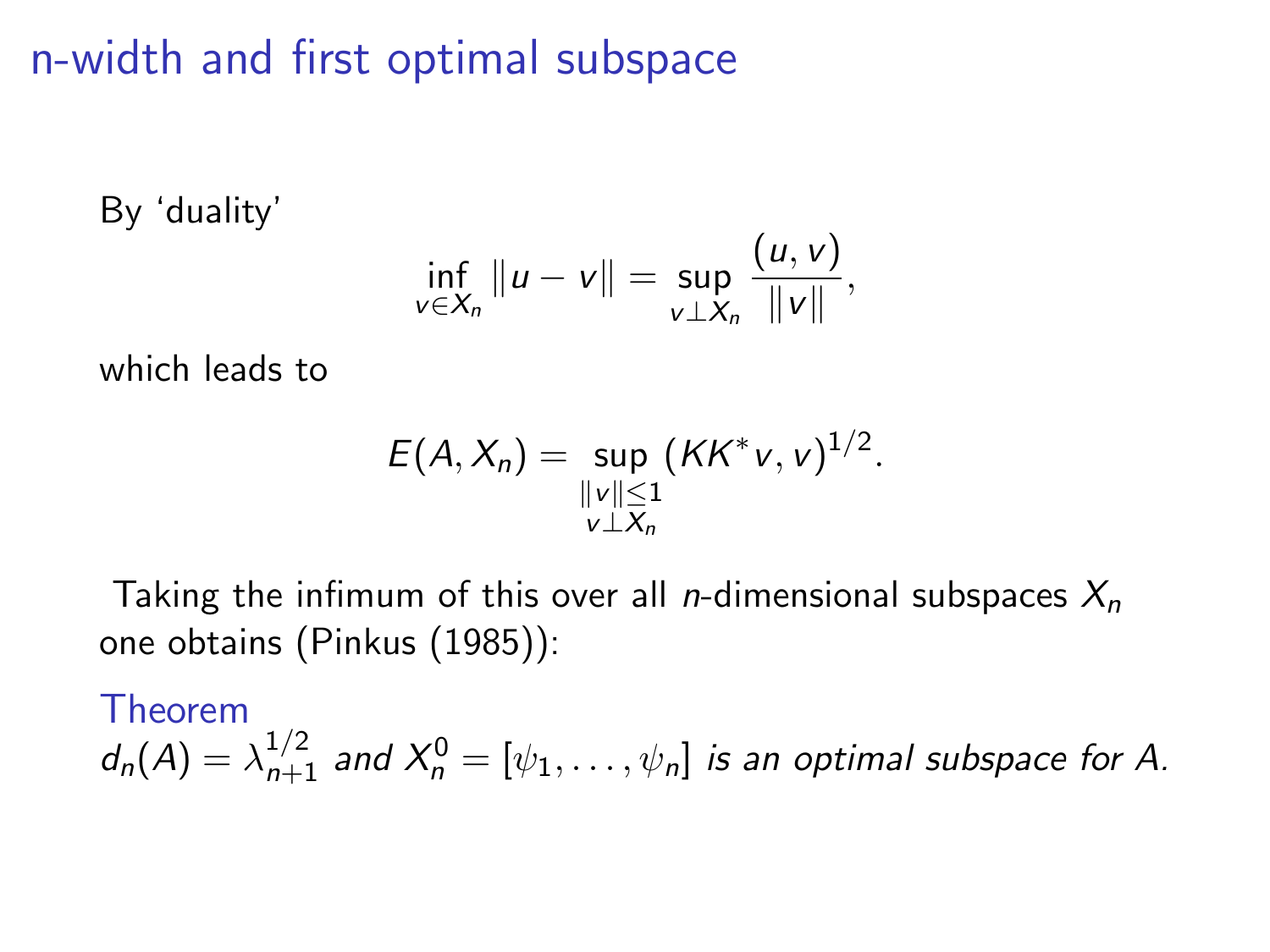# n-width and first optimal subspace

By 'duality'

$$\inf_{v \in X_n} \|u - v\| = \sup_{v \perp X_n} \frac{(u, v)}{\|v\|},$$

which leads to

$$E(A, X_n) = \sup_{\substack{\|v\| \leq 1 \\ v \perp X_n}} (KK^* v, v)^{1/2}.$$

Taking the infimum of this over all $n$-dimensional subspaces $X_n$ one obtains (Pinkus (1985)):

**Theorem**
*$d_n(A) = \lambda_{n+1}^{1/2}$ and $X_n^0 = [\psi_1, \ldots, \psi_n]$ is an optimal subspace for $A$.*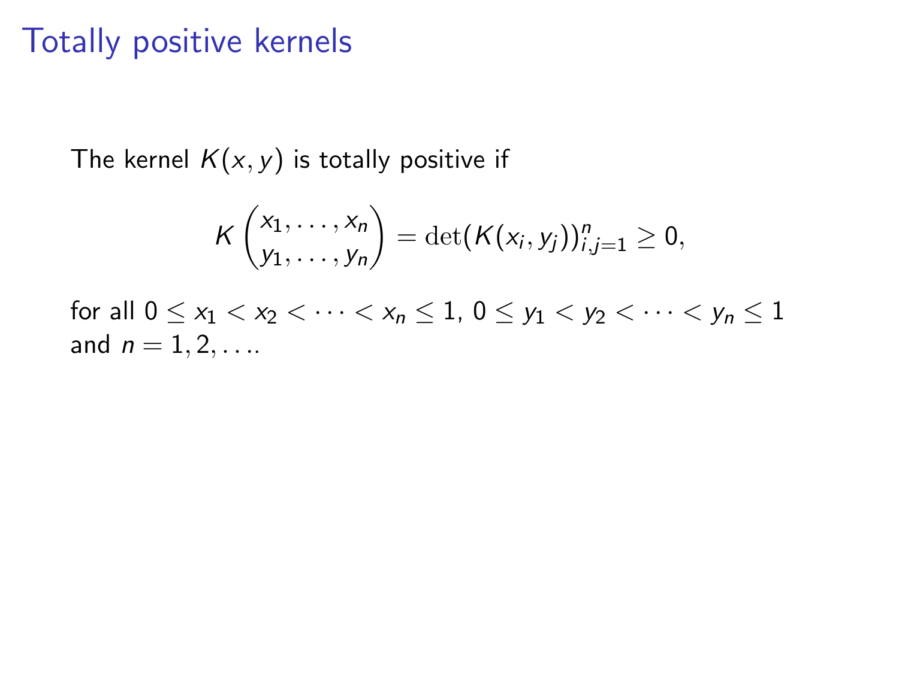# Totally positive kernels

The kernel $K(x, y)$ is totally positive if

$$K\begin{pmatrix} x_1, \dots, x_n \\ y_1, \dots, y_n \end{pmatrix} = \det(K(x_i, y_j))_{i,j=1}^{n} \geq 0,$$

for all $0 \leq x_1 < x_2 < \cdots < x_n \leq 1$, $0 \leq y_1 < y_2 < \cdots < y_n \leq 1$ and $n = 1, 2, \ldots$.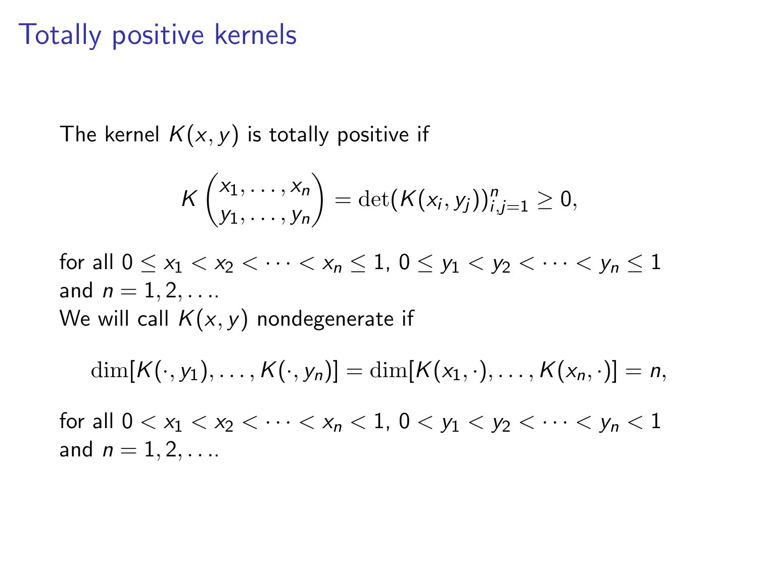# Totally positive kernels

The kernel $K(x, y)$ is totally positive if

$$K\begin{pmatrix} x_1, \ldots, x_n \\ y_1, \ldots, y_n \end{pmatrix} = \det(K(x_i, y_j))_{i,j=1}^n \geq 0,$$

for all $0 \leq x_1 < x_2 < \cdots < x_n \leq 1$, $0 \leq y_1 < y_2 < \cdots < y_n \leq 1$ and $n = 1, 2, \ldots$.

We will call $K(x, y)$ nondegenerate if

$$\dim[K(\cdot, y_1), \ldots, K(\cdot, y_n)] = \dim[K(x_1, \cdot), \ldots, K(x_n, \cdot)] = n,$$

for all $0 < x_1 < x_2 < \cdots < x_n < 1$, $0 < y_1 < y_2 < \cdots < y_n < 1$ and $n = 1, 2, \ldots$.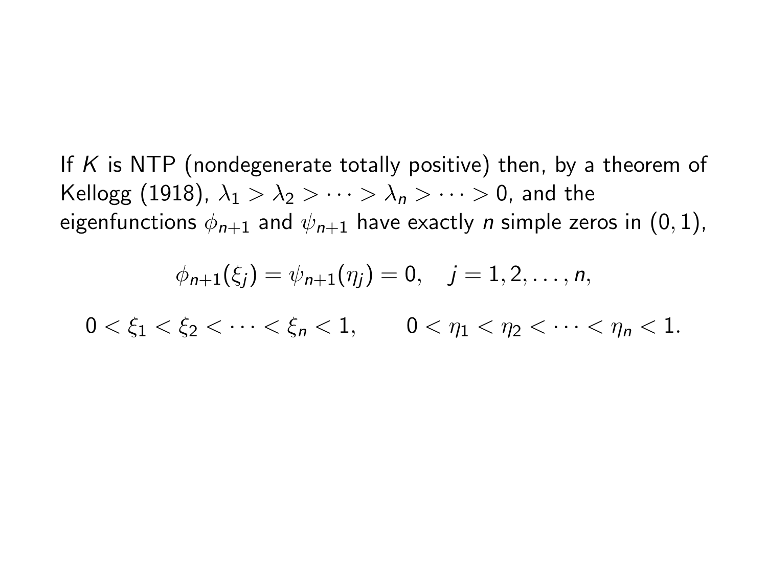If $K$ is NTP (nondegenerate totally positive) then, by a theorem of Kellogg (1918), $\lambda_1 > \lambda_2 > \cdots > \lambda_n > \cdots > 0$, and the eigenfunctions $\phi_{n+1}$ and $\psi_{n+1}$ have exactly $n$ simple zeros in $(0, 1)$,

$$\phi_{n+1}(\xi_j) = \psi_{n+1}(\eta_j) = 0, \quad j = 1, 2, \ldots, n,$$

$$0 < \xi_1 < \xi_2 < \cdots < \xi_n < 1, \qquad 0 < \eta_1 < \eta_2 < \cdots < \eta_n < 1.$$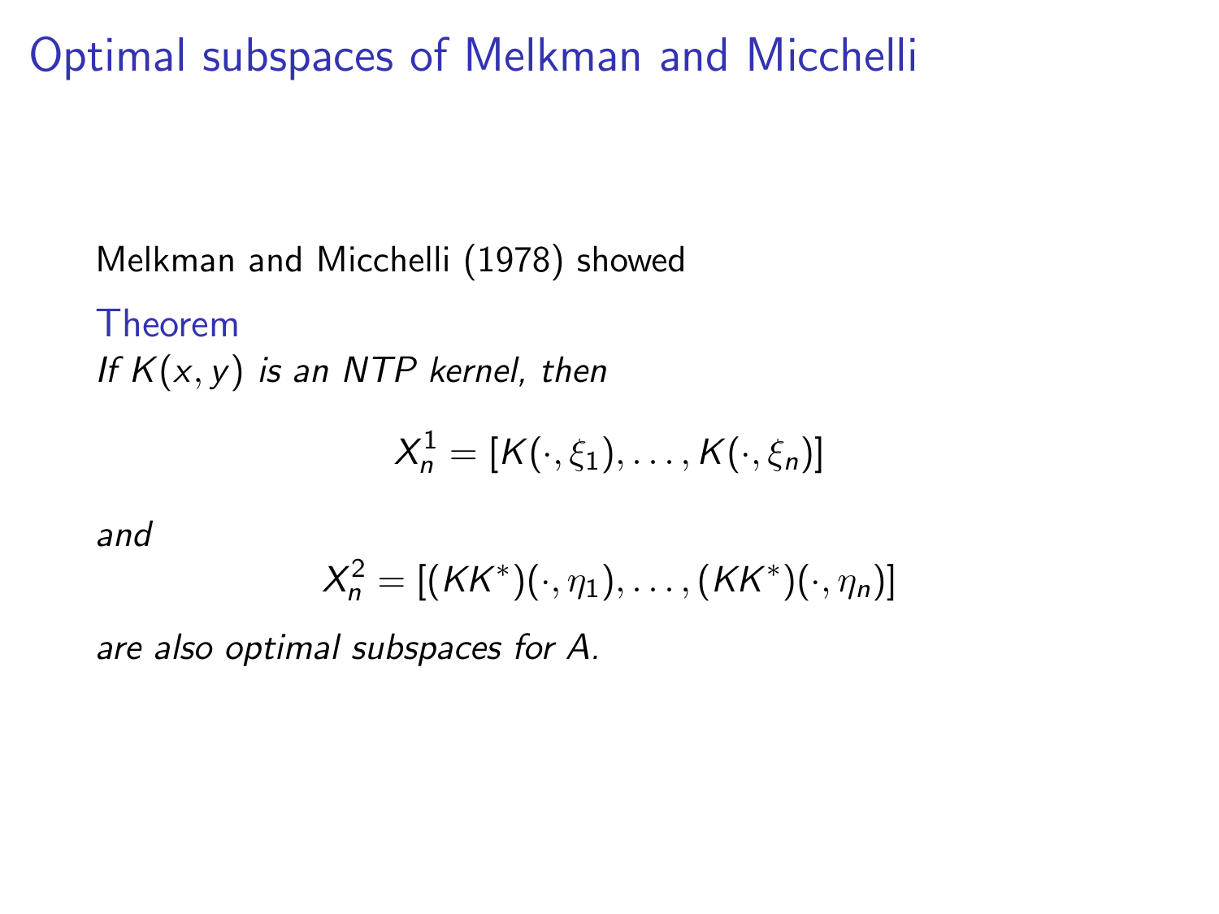# Optimal subspaces of Melkman and Micchelli

Melkman and Micchelli (1978) showed

**Theorem**

*If $K(x, y)$ is an NTP kernel, then*

$$X_n^1 = [K(\cdot, \xi_1), \ldots, K(\cdot, \xi_n)]$$

*and*

$$X_n^2 = [(KK^*)(\cdot, \eta_1), \ldots, (KK^*)(\cdot, \eta_n)]$$

*are also optimal subspaces for $A$.*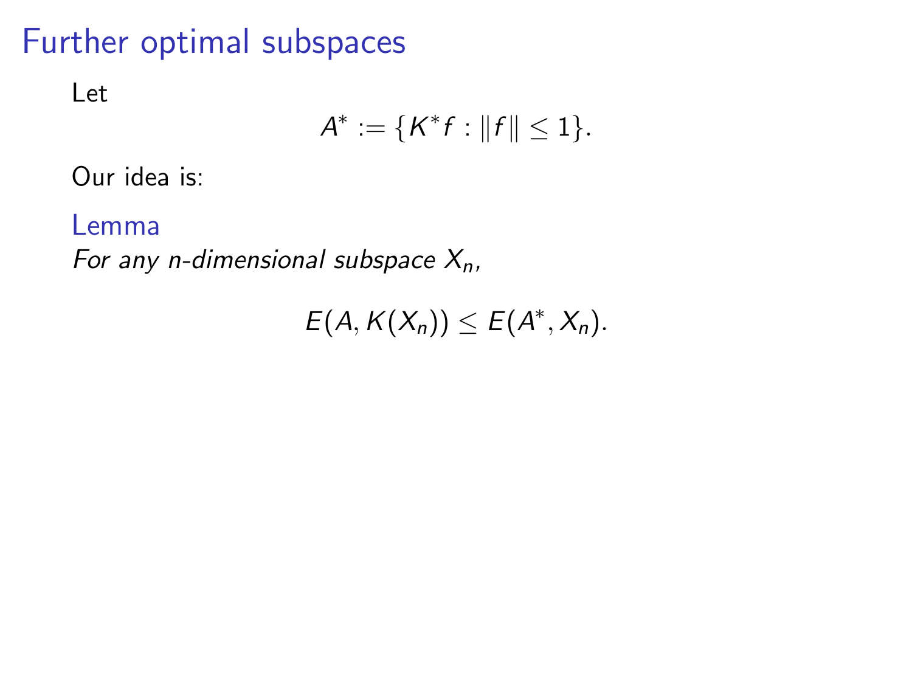# Further optimal subspaces

Let

$$A^* := \{K^* f : \|f\| \leq 1\}.$$

Our idea is:

**Lemma**

*For any $n$-dimensional subspace $X_n$,*

$$E(A, K(X_n)) \leq E(A^*, X_n).$$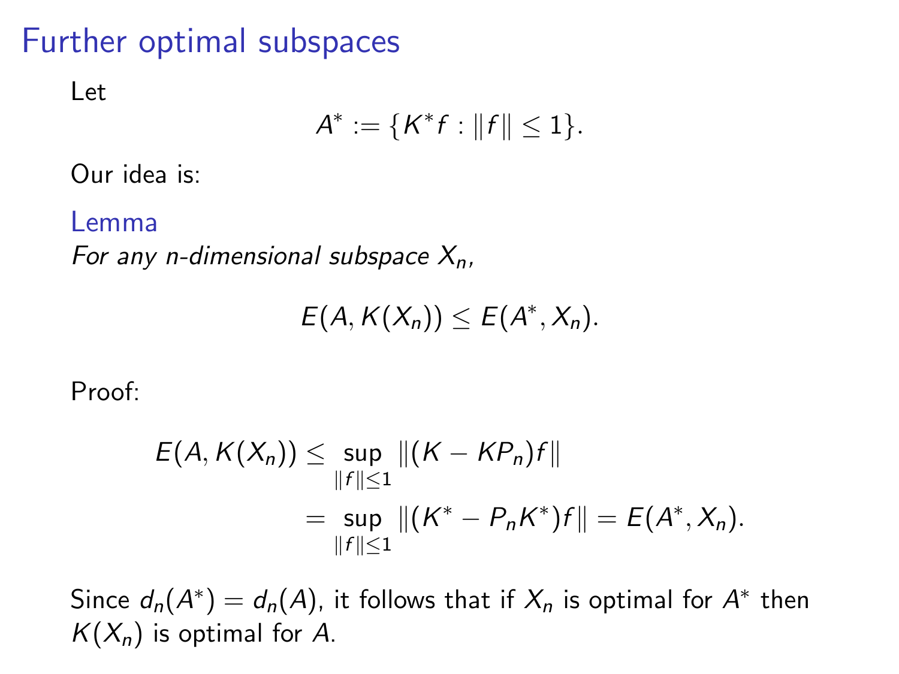# Further optimal subspaces

Let

$$A^* := \{K^* f : \|f\| \leq 1\}.$$

Our idea is:

**Lemma**

*For any $n$-dimensional subspace $X_n$,*

$$E(A, K(X_n)) \leq E(A^*, X_n).$$

Proof:

$$\begin{aligned}
E(A, K(X_n)) &\leq \sup_{\|f\| \leq 1} \|(K - KP_n)f\| \\
&= \sup_{\|f\| \leq 1} \|(K^* - P_n K^*)f\| = E(A^*, X_n).
\end{aligned}$$

Since $d_n(A^*) = d_n(A)$, it follows that if $X_n$ is optimal for $A^*$ then $K(X_n)$ is optimal for $A$.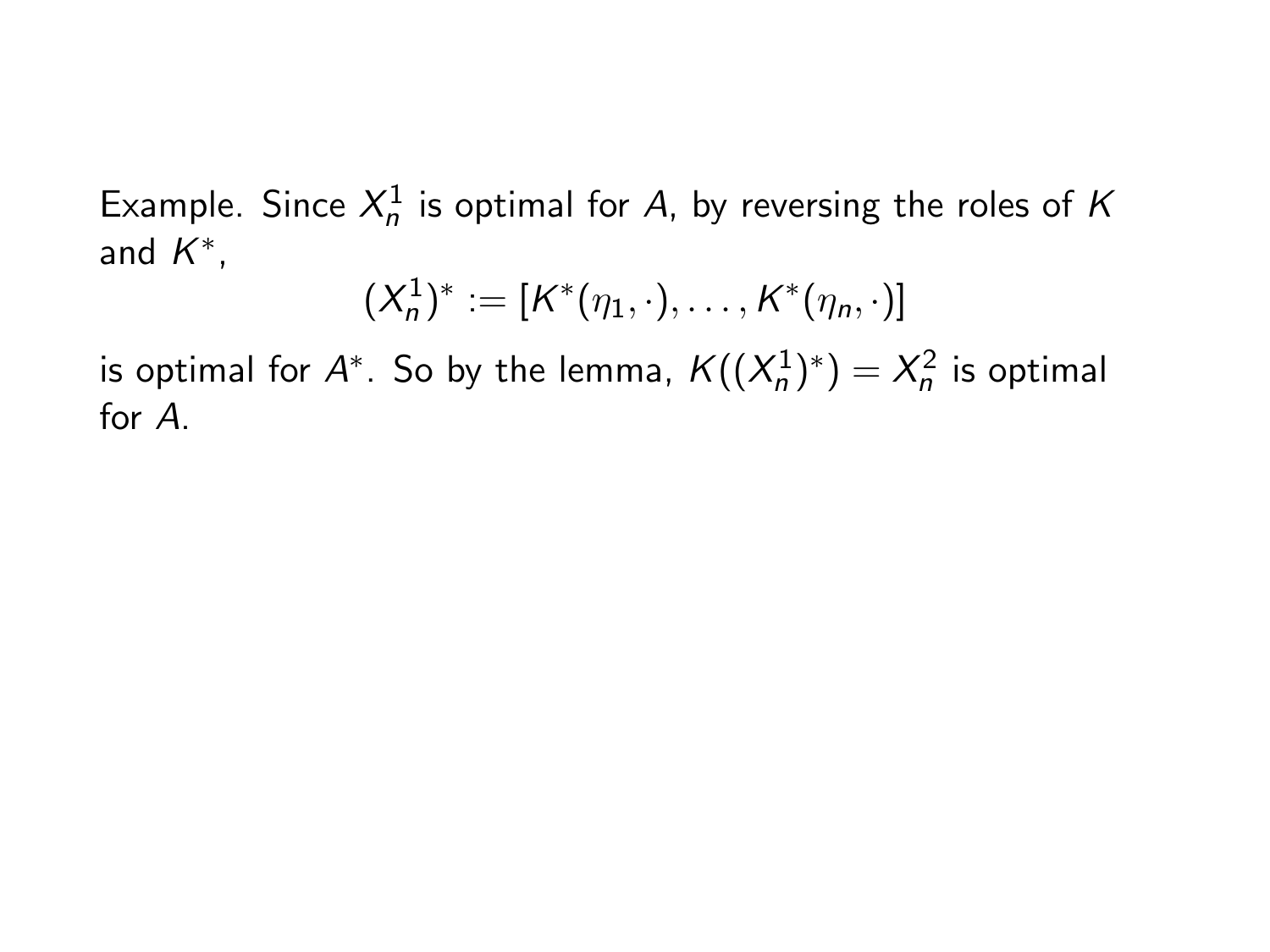Example. Since $X_n^1$ is optimal for $A$, by reversing the roles of $K$ and $K^*$,

$$(X_n^1)^* := [K^*(\eta_1, \cdot), \ldots, K^*(\eta_n, \cdot)]$$

is optimal for $A^*$. So by the lemma, $K((X_n^1)^*) = X_n^2$ is optimal for $A$.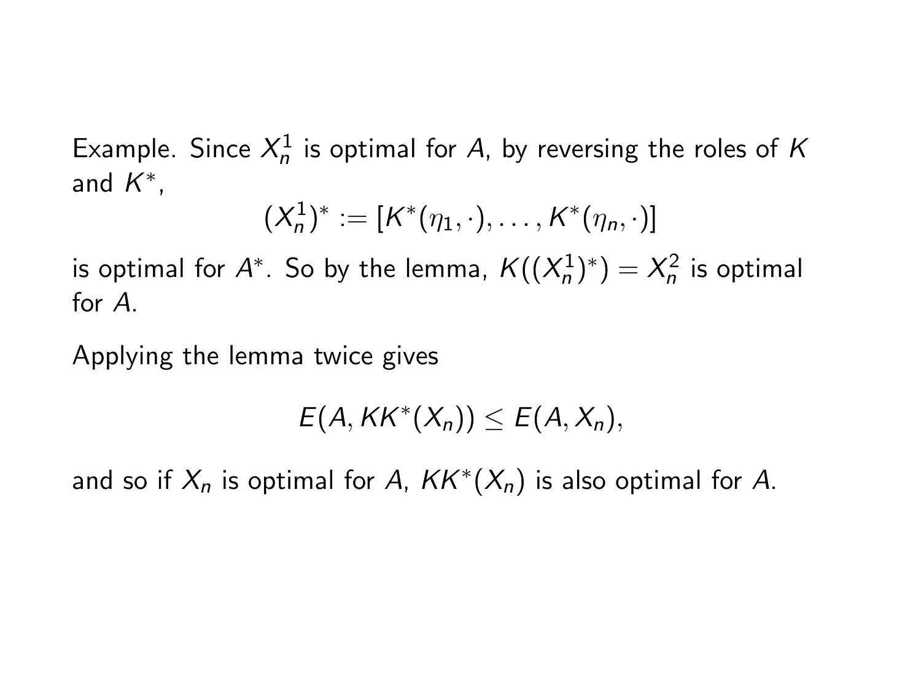Example. Since $X_n^1$ is optimal for $A$, by reversing the roles of $K$ and $K^*$,

$$(X_n^1)^* := [K^*(\eta_1, \cdot), \ldots, K^*(\eta_n, \cdot)]$$

is optimal for $A^*$. So by the lemma, $K((X_n^1)^*) = X_n^2$ is optimal for $A$.

Applying the lemma twice gives

$$E(A, KK^*(X_n)) \leq E(A, X_n),$$

and so if $X_n$ is optimal for $A$, $KK^*(X_n)$ is also optimal for $A$.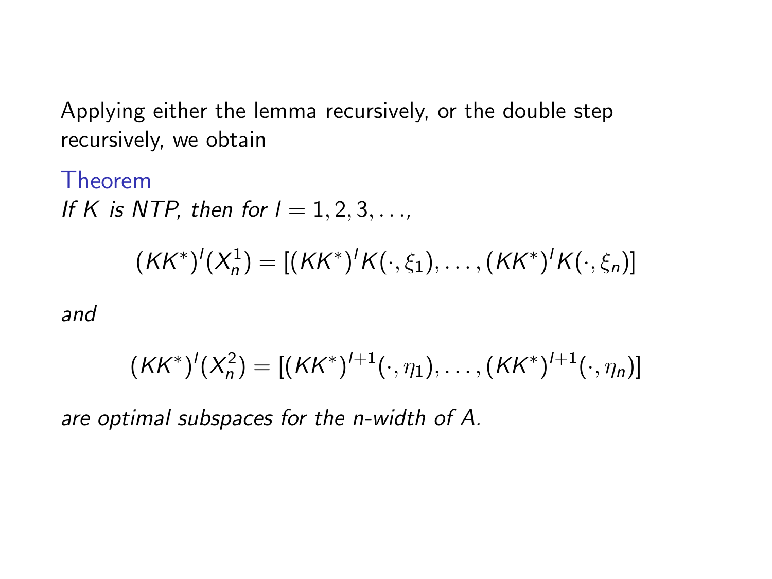Applying either the lemma recursively, or the double step recursively, we obtain

**Theorem**

*If $K$ is NTP, then for $l = 1, 2, 3, \ldots$,*

$$(KK^*)^l(X_n^1) = [(KK^*)^l K(\cdot, \xi_1), \ldots, (KK^*)^l K(\cdot, \xi_n)]$$

*and*

$$(KK^*)^l(X_n^2) = [(KK^*)^{l+1}(\cdot, \eta_1), \ldots, (KK^*)^{l+1}(\cdot, \eta_n)]$$

*are optimal subspaces for the n-width of A.*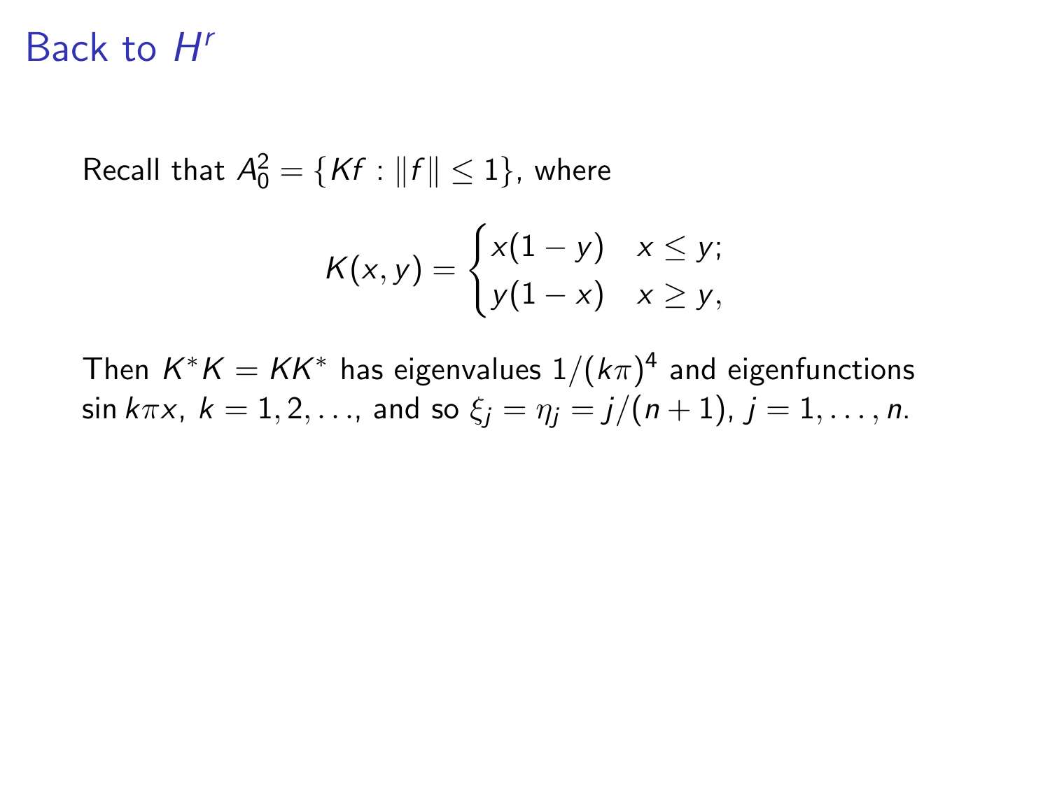# Back to $H^r$

Recall that $A_0^2 = \{Kf : \|f\| \leq 1\}$, where

$$K(x, y) = \begin{cases} x(1-y) & x \leq y; \\ y(1-x) & x \geq y, \end{cases}$$

Then $K^*K = KK^*$ has eigenvalues $1/(k\pi)^4$ and eigenfunctions $\sin k\pi x$, $k = 1, 2, \ldots$, and so $\xi_j = \eta_j = j/(n+1)$, $j = 1, \ldots, n$.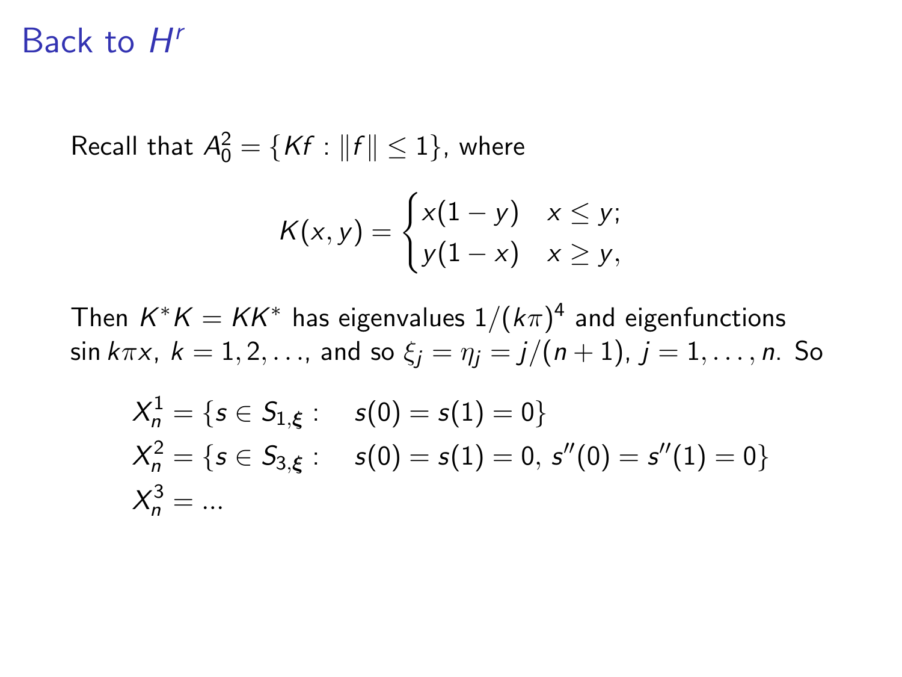# Back to $H^r$

Recall that $A_0^2 = \{Kf : \|f\| \leq 1\}$, where

$$K(x, y) = \begin{cases} x(1-y) & x \leq y; \\ y(1-x) & x \geq y, \end{cases}$$

Then $K^*K = KK^*$ has eigenvalues $1/(k\pi)^4$ and eigenfunctions $\sin k\pi x$, $k = 1, 2, \ldots$, and so $\xi_j = \eta_j = j/(n+1)$, $j = 1, \ldots, n$. So

$$\begin{aligned}
X_n^1 &= \{s \in S_{1,\boldsymbol{\xi}} : \quad s(0) = s(1) = 0\} \\
X_n^2 &= \{s \in S_{3,\boldsymbol{\xi}} : \quad s(0) = s(1) = 0,\ s''(0) = s''(1) = 0\} \\
X_n^3 &= \ldots
\end{aligned}$$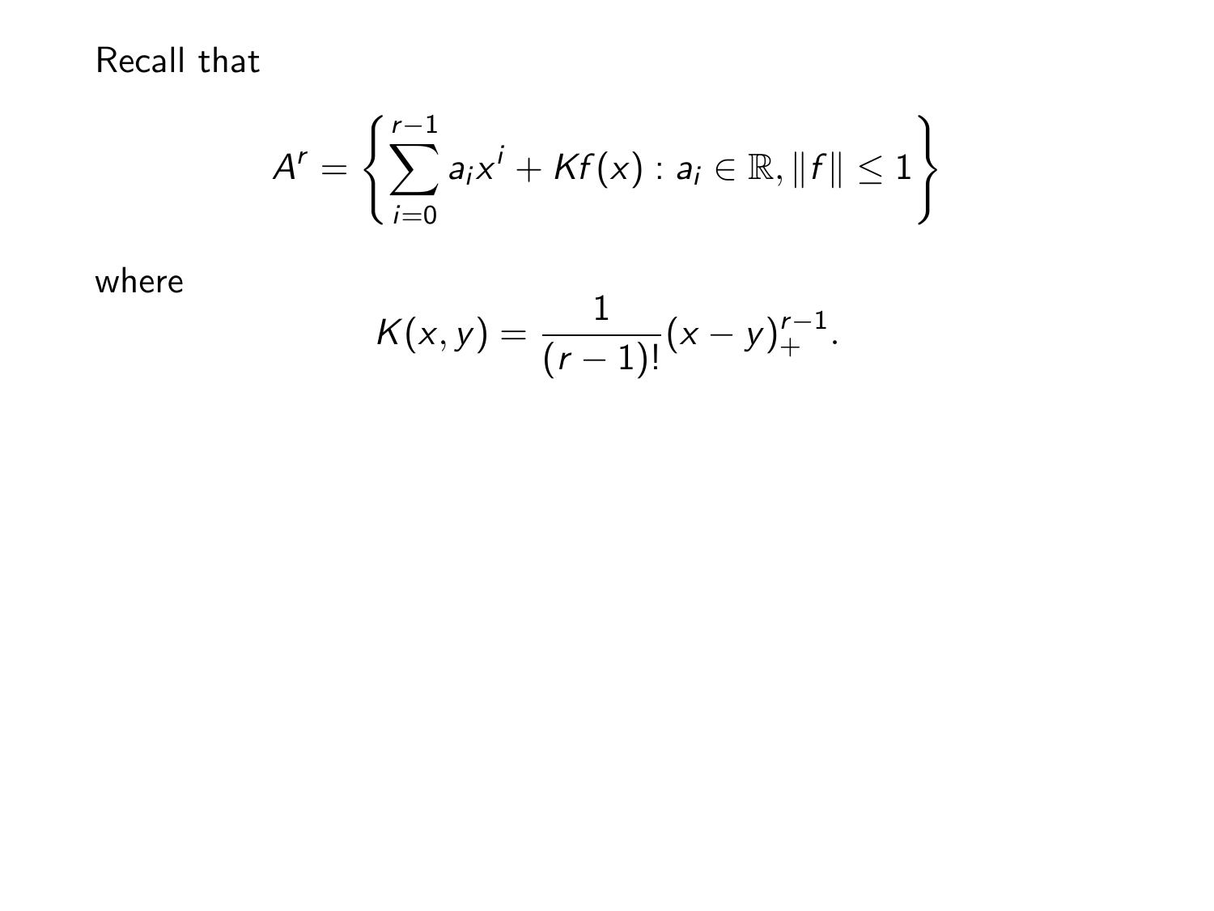Recall that

$$A^r = \left\{ \sum_{i=0}^{r-1} a_i x^i + Kf(x) : a_i \in \mathbb{R}, \|f\| \leq 1 \right\}$$

where

$$K(x, y) = \frac{1}{(r-1)!}(x - y)_+^{r-1}.$$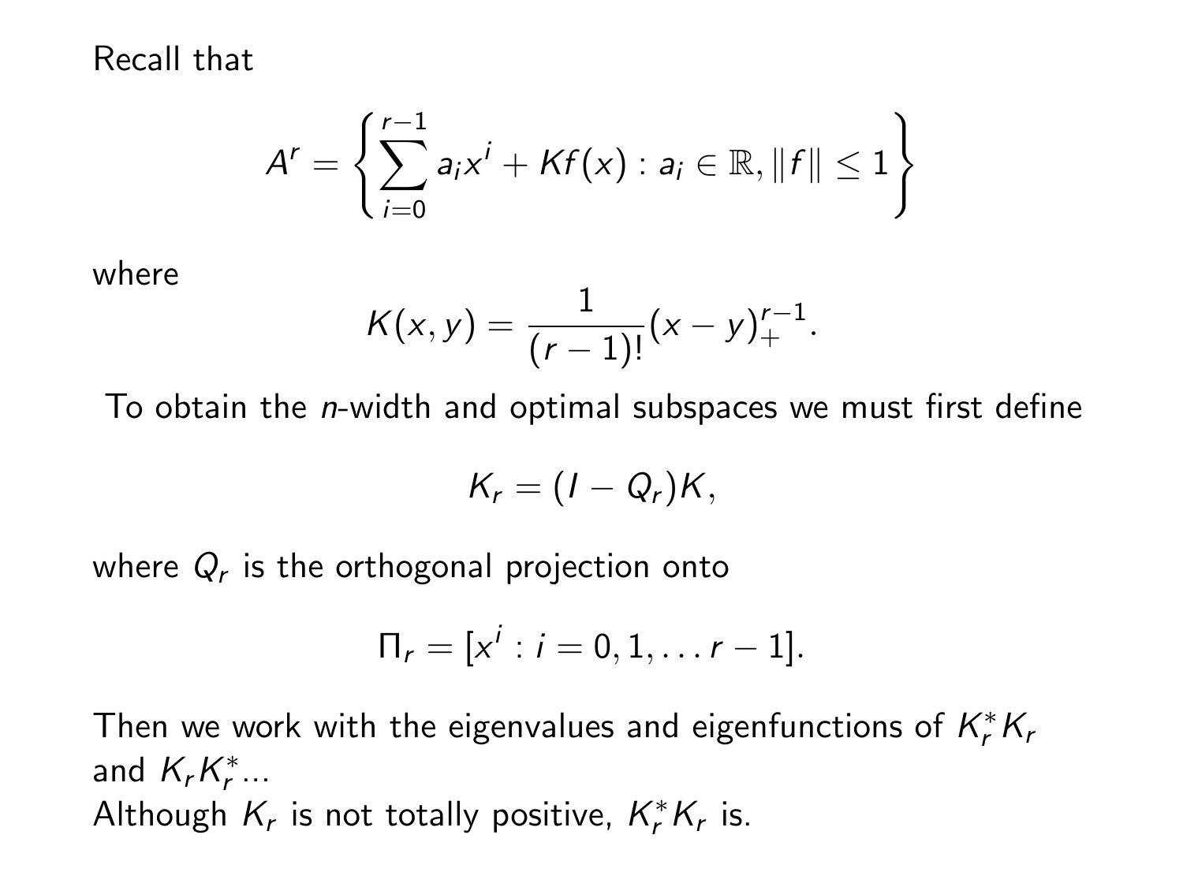Recall that

$$A^r = \left\{ \sum_{i=0}^{r-1} a_i x^i + Kf(x) : a_i \in \mathbb{R}, \|f\| \leq 1 \right\}$$

where

$$K(x,y) = \frac{1}{(r-1)!}(x-y)_+^{r-1}.$$

To obtain the $n$-width and optimal subspaces we must first define

$$K_r = (I - Q_r)K,$$

where $Q_r$ is the orthogonal projection onto

$$\Pi_r = [x^i : i = 0, 1, \dots r-1].$$

Then we work with the eigenvalues and eigenfunctions of $K_r^* K_r$ and $K_r K_r^*$...
Although $K_r$ is not totally positive, $K_r^* K_r$ is.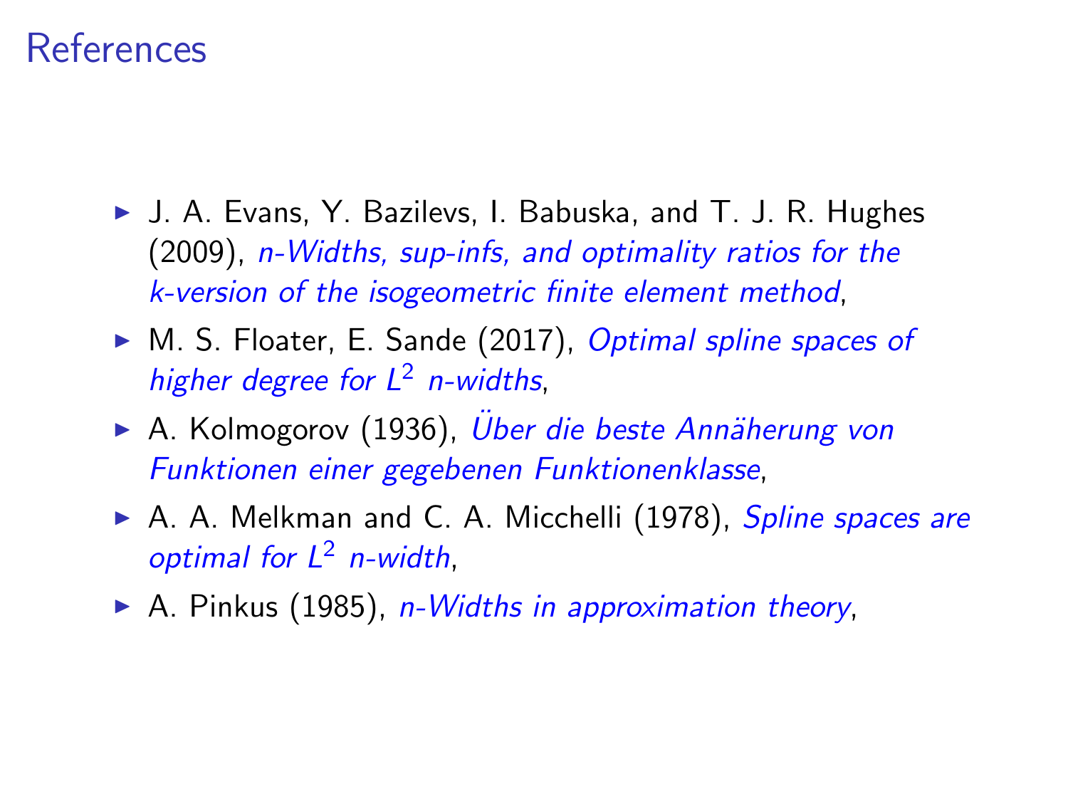# References

- J. A. Evans, Y. Bazilevs, I. Babuska, and T. J. R. Hughes (2009), *n-Widths, sup-infs, and optimality ratios for the k-version of the isogeometric finite element method*,
- M. S. Floater, E. Sande (2017), *Optimal spline spaces of higher degree for $L^2$ n-widths*,
- A. Kolmogorov (1936), *Über die beste Annäherung von Funktionen einer gegebenen Funktionenklasse*,
- A. A. Melkman and C. A. Micchelli (1978), *Spline spaces are optimal for $L^2$ n-width*,
- A. Pinkus (1985), *n-Widths in approximation theory*,